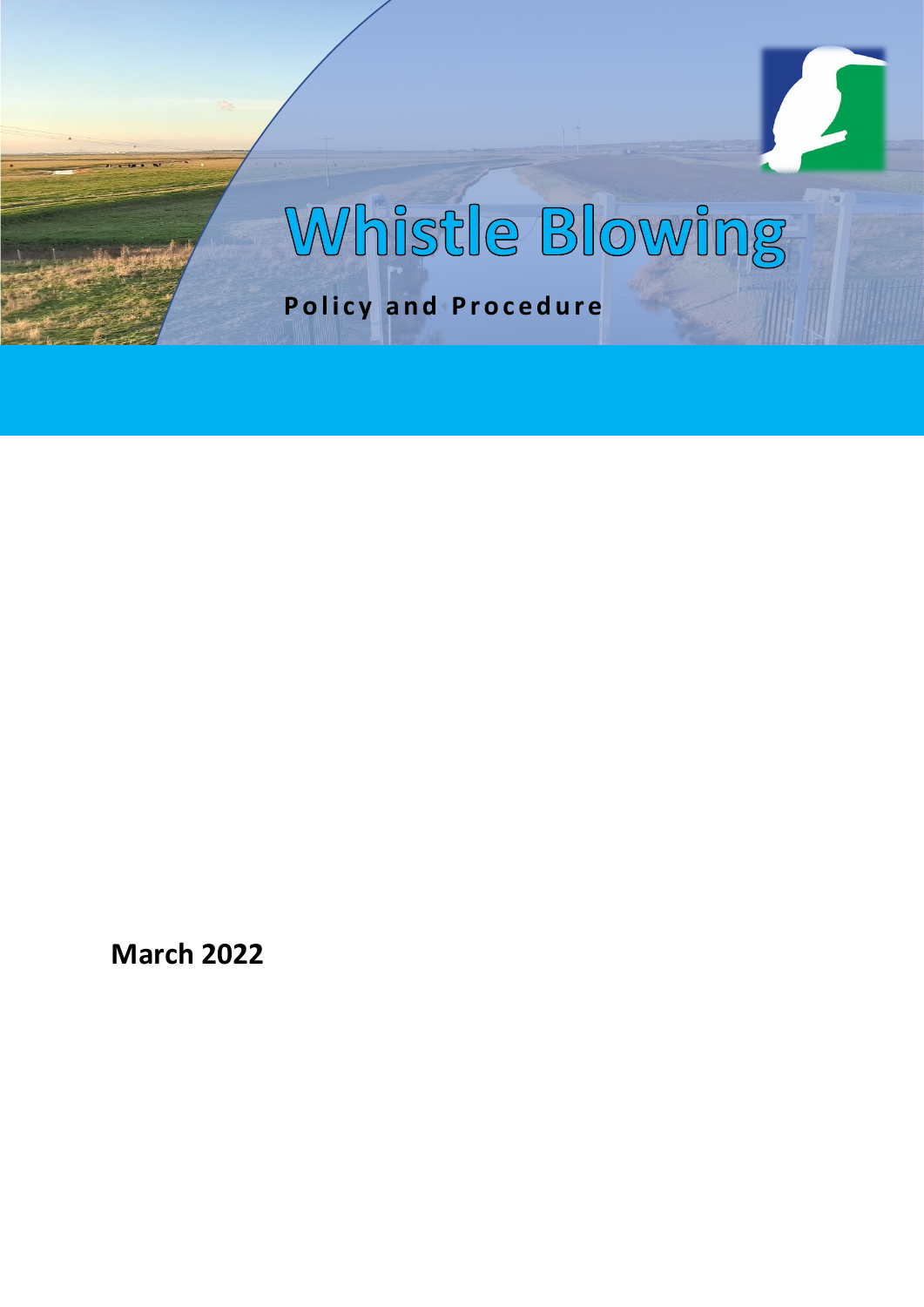# Whistle Blowing

**Policy and Procedure**

**March 2022**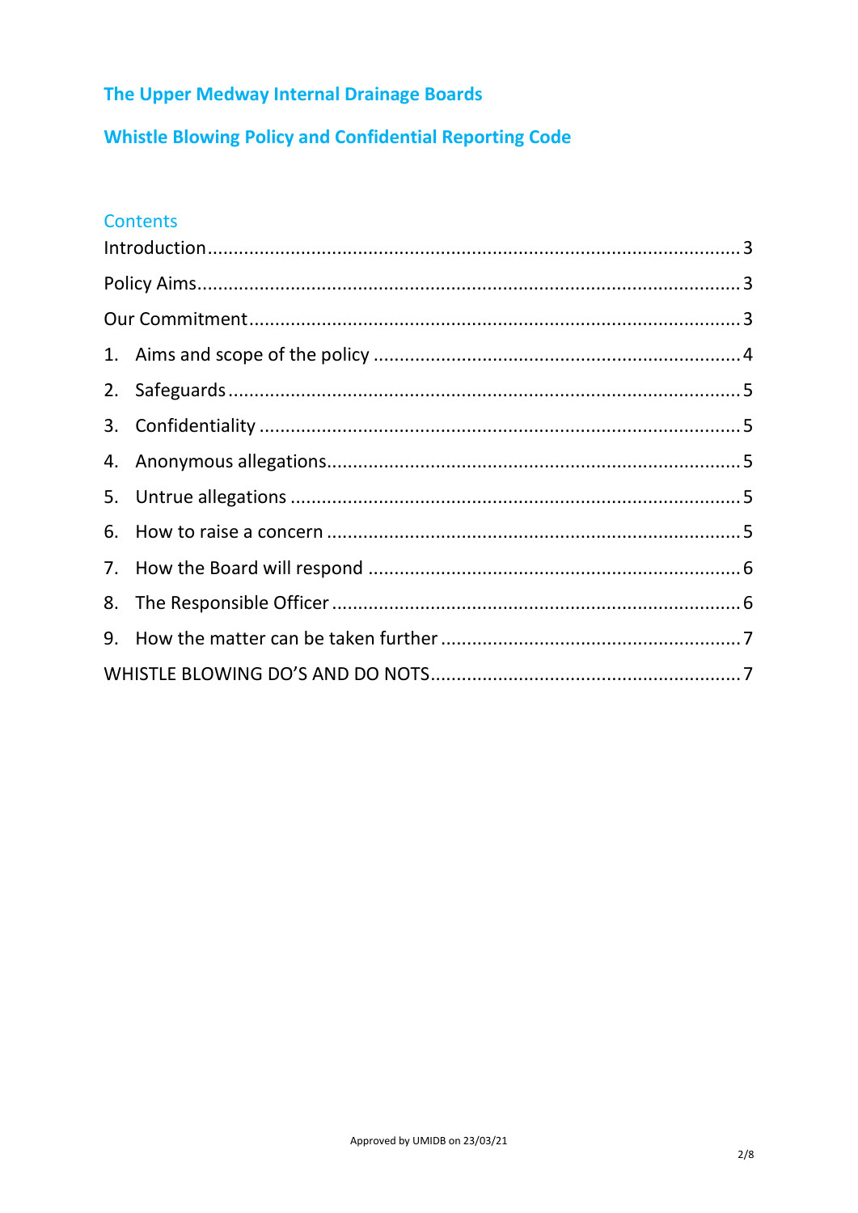# The Upper Medway Internal Drainage Boards

## Whistle Blowing Policy and Confidential Reporting Code

### Contents

Introduction .......... 3

Policy Aims .......... 3

Our Commitment .......... 3

1. Aims and scope of the policy .......... 4
2. Safeguards .......... 5
3. Confidentiality .......... 5
4. Anonymous allegations .......... 5
5. Untrue allegations .......... 5
6. How to raise a concern .......... 5
7. How the Board will respond .......... 6
8. The Responsible Officer .......... 6
9. How the matter can be taken further .......... 7

WHISTLE BLOWING DO'S AND DO NOTS .......... 7

Approved by UMIDB on 23/03/21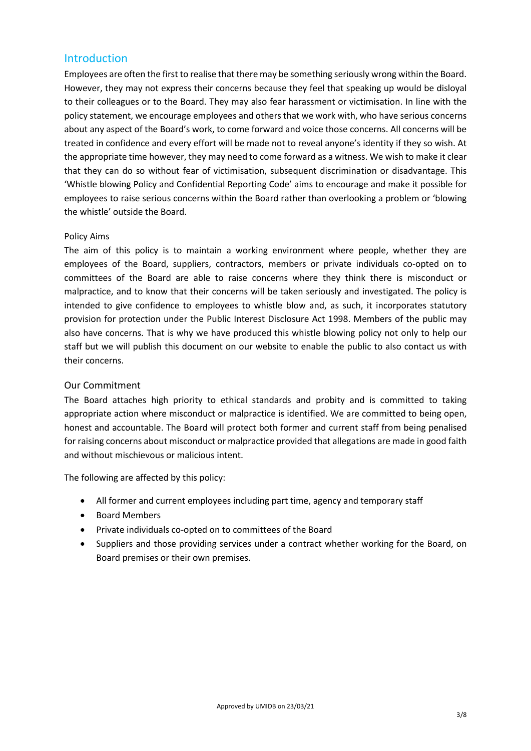## Introduction

Employees are often the first to realise that there may be something seriously wrong within the Board. However, they may not express their concerns because they feel that speaking up would be disloyal to their colleagues or to the Board. They may also fear harassment or victimisation. In line with the policy statement, we encourage employees and others that we work with, who have serious concerns about any aspect of the Board's work, to come forward and voice those concerns. All concerns will be treated in confidence and every effort will be made not to reveal anyone's identity if they so wish. At the appropriate time however, they may need to come forward as a witness. We wish to make it clear that they can do so without fear of victimisation, subsequent discrimination or disadvantage. This 'Whistle blowing Policy and Confidential Reporting Code' aims to encourage and make it possible for employees to raise serious concerns within the Board rather than overlooking a problem or 'blowing the whistle' outside the Board.

### Policy Aims

The aim of this policy is to maintain a working environment where people, whether they are employees of the Board, suppliers, contractors, members or private individuals co-opted on to committees of the Board are able to raise concerns where they think there is misconduct or malpractice, and to know that their concerns will be taken seriously and investigated. The policy is intended to give confidence to employees to whistle blow and, as such, it incorporates statutory provision for protection under the Public Interest Disclosure Act 1998. Members of the public may also have concerns. That is why we have produced this whistle blowing policy not only to help our staff but we will publish this document on our website to enable the public to also contact us with their concerns.

### Our Commitment

The Board attaches high priority to ethical standards and probity and is committed to taking appropriate action where misconduct or malpractice is identified. We are committed to being open, honest and accountable. The Board will protect both former and current staff from being penalised for raising concerns about misconduct or malpractice provided that allegations are made in good faith and without mischievous or malicious intent.

The following are affected by this policy:

- All former and current employees including part time, agency and temporary staff
- Board Members
- Private individuals co-opted on to committees of the Board
- Suppliers and those providing services under a contract whether working for the Board, on Board premises or their own premises.

Approved by UMIDB on 23/03/21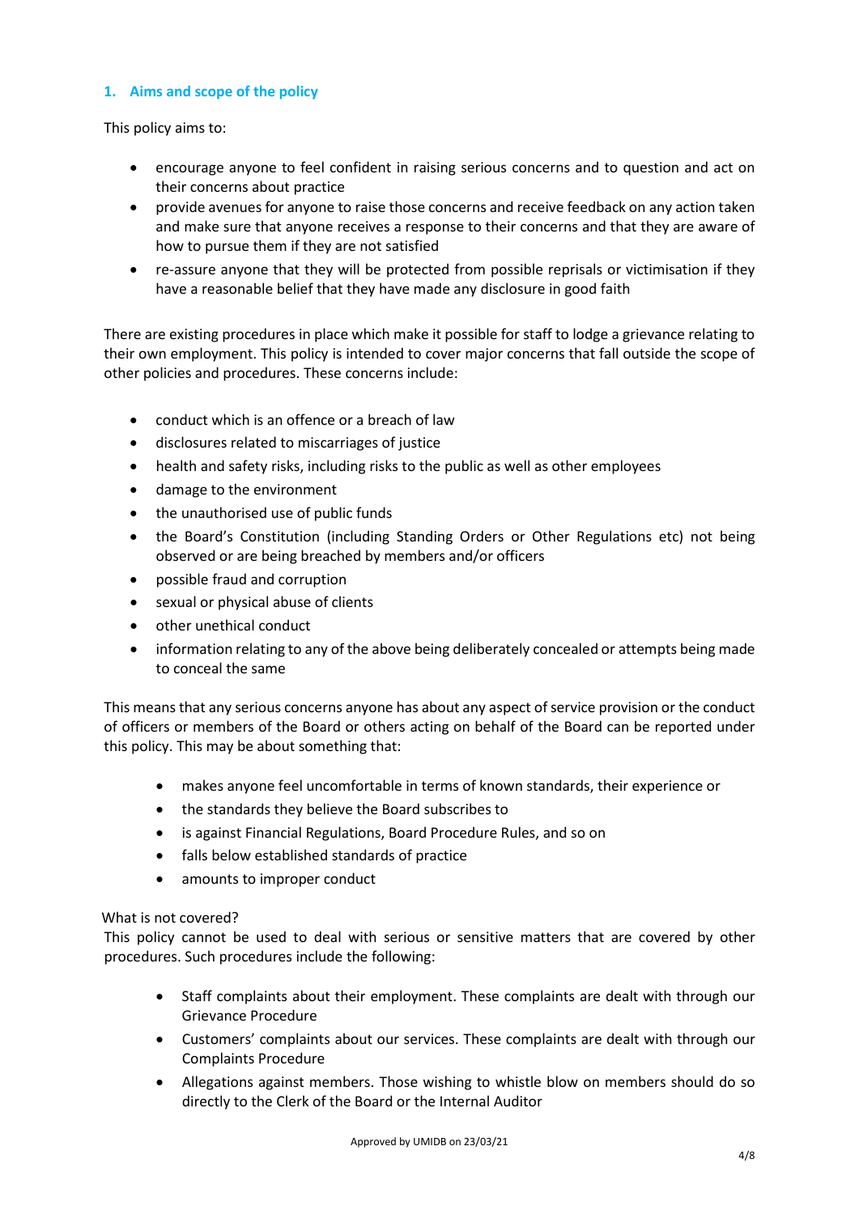## 1. Aims and scope of the policy

This policy aims to:

- encourage anyone to feel confident in raising serious concerns and to question and act on their concerns about practice
- provide avenues for anyone to raise those concerns and receive feedback on any action taken and make sure that anyone receives a response to their concerns and that they are aware of how to pursue them if they are not satisfied
- re-assure anyone that they will be protected from possible reprisals or victimisation if they have a reasonable belief that they have made any disclosure in good faith

There are existing procedures in place which make it possible for staff to lodge a grievance relating to their own employment. This policy is intended to cover major concerns that fall outside the scope of other policies and procedures. These concerns include:

- conduct which is an offence or a breach of law
- disclosures related to miscarriages of justice
- health and safety risks, including risks to the public as well as other employees
- damage to the environment
- the unauthorised use of public funds
- the Board's Constitution (including Standing Orders or Other Regulations etc) not being observed or are being breached by members and/or officers
- possible fraud and corruption
- sexual or physical abuse of clients
- other unethical conduct
- information relating to any of the above being deliberately concealed or attempts being made to conceal the same

This means that any serious concerns anyone has about any aspect of service provision or the conduct of officers or members of the Board or others acting on behalf of the Board can be reported under this policy. This may be about something that:

- makes anyone feel uncomfortable in terms of known standards, their experience or
- the standards they believe the Board subscribes to
- is against Financial Regulations, Board Procedure Rules, and so on
- falls below established standards of practice
- amounts to improper conduct

What is not covered?

This policy cannot be used to deal with serious or sensitive matters that are covered by other procedures. Such procedures include the following:

- Staff complaints about their employment. These complaints are dealt with through our Grievance Procedure
- Customers' complaints about our services. These complaints are dealt with through our Complaints Procedure
- Allegations against members. Those wishing to whistle blow on members should do so directly to the Clerk of the Board or the Internal Auditor

Approved by UMIDB on 23/03/21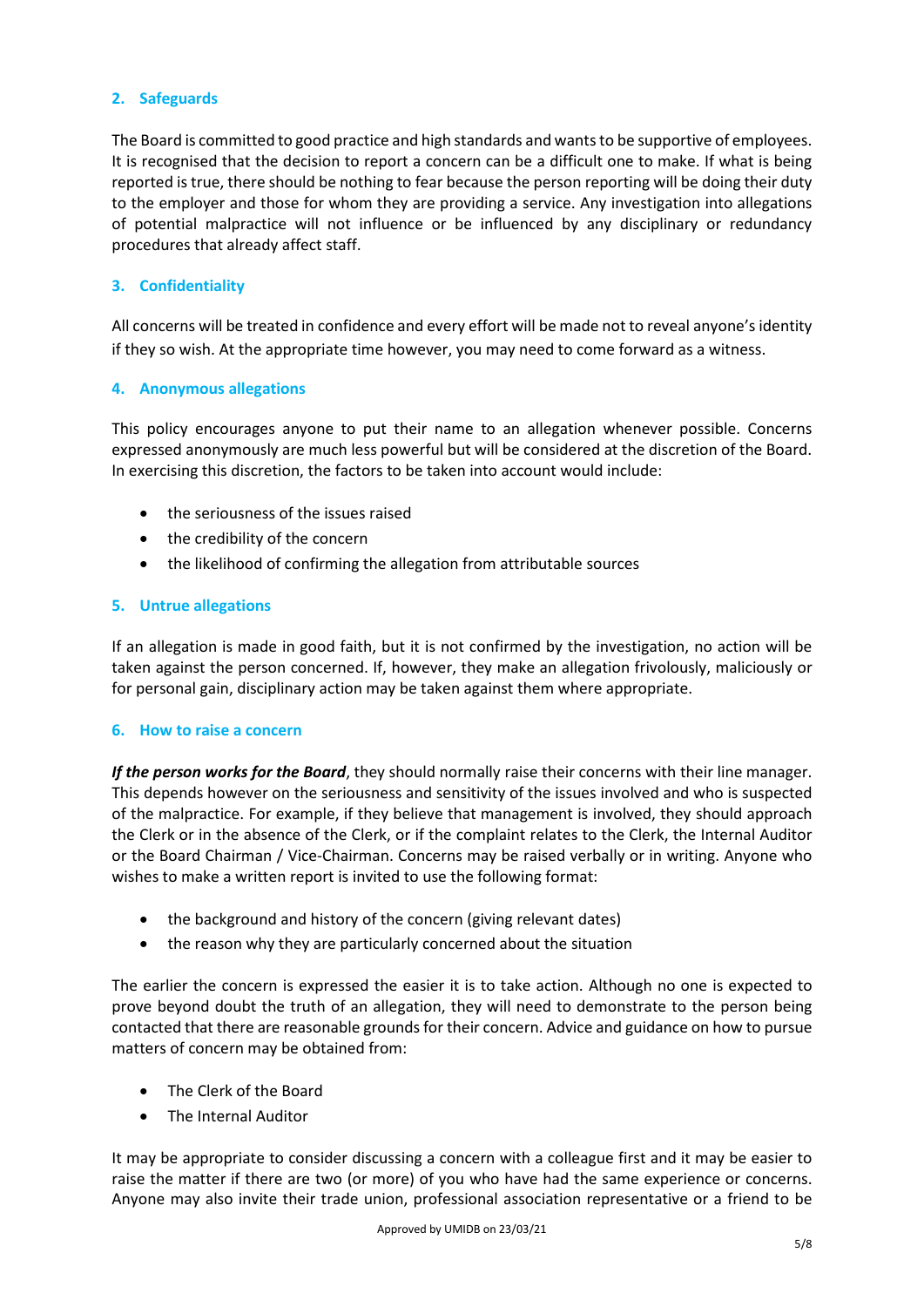## 2. Safeguards

The Board is committed to good practice and high standards and wants to be supportive of employees. It is recognised that the decision to report a concern can be a difficult one to make. If what is being reported is true, there should be nothing to fear because the person reporting will be doing their duty to the employer and those for whom they are providing a service. Any investigation into allegations of potential malpractice will not influence or be influenced by any disciplinary or redundancy procedures that already affect staff.

## 3. Confidentiality

All concerns will be treated in confidence and every effort will be made not to reveal anyone's identity if they so wish. At the appropriate time however, you may need to come forward as a witness.

## 4. Anonymous allegations

This policy encourages anyone to put their name to an allegation whenever possible. Concerns expressed anonymously are much less powerful but will be considered at the discretion of the Board. In exercising this discretion, the factors to be taken into account would include:

- the seriousness of the issues raised
- the credibility of the concern
- the likelihood of confirming the allegation from attributable sources

## 5. Untrue allegations

If an allegation is made in good faith, but it is not confirmed by the investigation, no action will be taken against the person concerned. If, however, they make an allegation frivolously, maliciously or for personal gain, disciplinary action may be taken against them where appropriate.

## 6. How to raise a concern

***If the person works for the Board***, they should normally raise their concerns with their line manager. This depends however on the seriousness and sensitivity of the issues involved and who is suspected of the malpractice. For example, if they believe that management is involved, they should approach the Clerk or in the absence of the Clerk, or if the complaint relates to the Clerk, the Internal Auditor or the Board Chairman / Vice-Chairman. Concerns may be raised verbally or in writing. Anyone who wishes to make a written report is invited to use the following format:

- the background and history of the concern (giving relevant dates)
- the reason why they are particularly concerned about the situation

The earlier the concern is expressed the easier it is to take action. Although no one is expected to prove beyond doubt the truth of an allegation, they will need to demonstrate to the person being contacted that there are reasonable grounds for their concern. Advice and guidance on how to pursue matters of concern may be obtained from:

- The Clerk of the Board
- The Internal Auditor

It may be appropriate to consider discussing a concern with a colleague first and it may be easier to raise the matter if there are two (or more) of you who have had the same experience or concerns. Anyone may also invite their trade union, professional association representative or a friend to be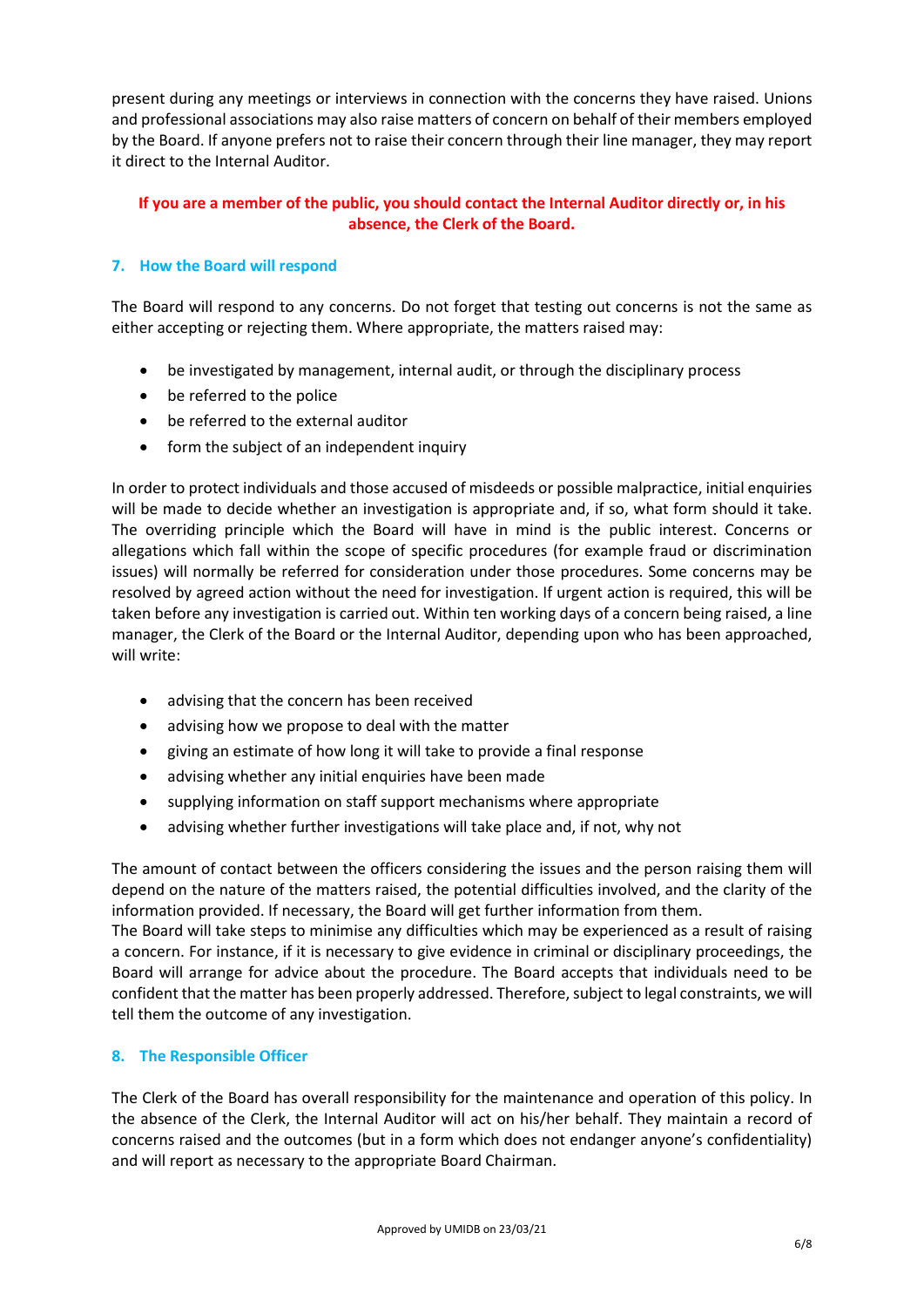present during any meetings or interviews in connection with the concerns they have raised. Unions and professional associations may also raise matters of concern on behalf of their members employed by the Board. If anyone prefers not to raise their concern through their line manager, they may report it direct to the Internal Auditor.

**If you are a member of the public, you should contact the Internal Auditor directly or, in his absence, the Clerk of the Board.**

## 7. How the Board will respond

The Board will respond to any concerns. Do not forget that testing out concerns is not the same as either accepting or rejecting them. Where appropriate, the matters raised may:

- be investigated by management, internal audit, or through the disciplinary process
- be referred to the police
- be referred to the external auditor
- form the subject of an independent inquiry

In order to protect individuals and those accused of misdeeds or possible malpractice, initial enquiries will be made to decide whether an investigation is appropriate and, if so, what form should it take. The overriding principle which the Board will have in mind is the public interest. Concerns or allegations which fall within the scope of specific procedures (for example fraud or discrimination issues) will normally be referred for consideration under those procedures. Some concerns may be resolved by agreed action without the need for investigation. If urgent action is required, this will be taken before any investigation is carried out. Within ten working days of a concern being raised, a line manager, the Clerk of the Board or the Internal Auditor, depending upon who has been approached, will write:

- advising that the concern has been received
- advising how we propose to deal with the matter
- giving an estimate of how long it will take to provide a final response
- advising whether any initial enquiries have been made
- supplying information on staff support mechanisms where appropriate
- advising whether further investigations will take place and, if not, why not

The amount of contact between the officers considering the issues and the person raising them will depend on the nature of the matters raised, the potential difficulties involved, and the clarity of the information provided. If necessary, the Board will get further information from them.
The Board will take steps to minimise any difficulties which may be experienced as a result of raising a concern. For instance, if it is necessary to give evidence in criminal or disciplinary proceedings, the Board will arrange for advice about the procedure. The Board accepts that individuals need to be confident that the matter has been properly addressed. Therefore, subject to legal constraints, we will tell them the outcome of any investigation.

## 8. The Responsible Officer

The Clerk of the Board has overall responsibility for the maintenance and operation of this policy. In the absence of the Clerk, the Internal Auditor will act on his/her behalf. They maintain a record of concerns raised and the outcomes (but in a form which does not endanger anyone's confidentiality) and will report as necessary to the appropriate Board Chairman.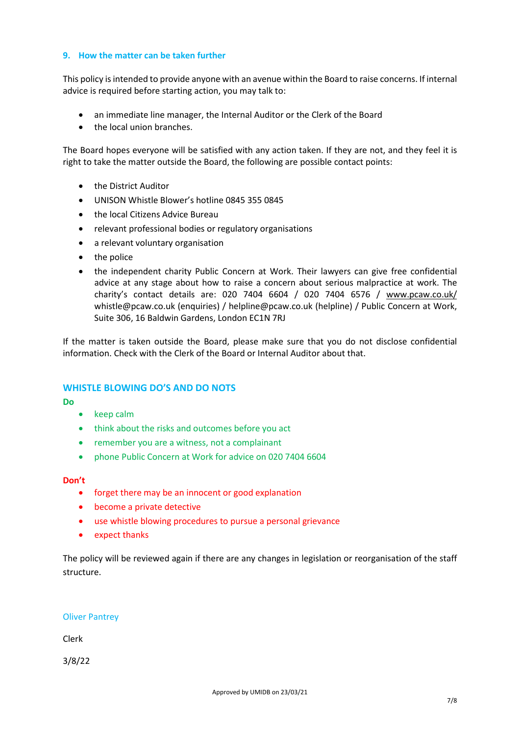## 9. How the matter can be taken further

This policy is intended to provide anyone with an avenue within the Board to raise concerns. If internal advice is required before starting action, you may talk to:

- an immediate line manager, the Internal Auditor or the Clerk of the Board
- the local union branches.

The Board hopes everyone will be satisfied with any action taken. If they are not, and they feel it is right to take the matter outside the Board, the following are possible contact points:

- the District Auditor
- UNISON Whistle Blower's hotline 0845 355 0845
- the local Citizens Advice Bureau
- relevant professional bodies or regulatory organisations
- a relevant voluntary organisation
- the police
- the independent charity Public Concern at Work. Their lawyers can give free confidential advice at any stage about how to raise a concern about serious malpractice at work. The charity's contact details are: 020 7404 6604 / 020 7404 6576 / www.pcaw.co.uk/ whistle@pcaw.co.uk (enquiries) / helpline@pcaw.co.uk (helpline) / Public Concern at Work, Suite 306, 16 Baldwin Gardens, London EC1N 7RJ

If the matter is taken outside the Board, please make sure that you do not disclose confidential information. Check with the Clerk of the Board or Internal Auditor about that.

## WHISTLE BLOWING DO'S AND DO NOTS

**Do**

- keep calm
- think about the risks and outcomes before you act
- remember you are a witness, not a complainant
- phone Public Concern at Work for advice on 020 7404 6604

**Don't**

- forget there may be an innocent or good explanation
- become a private detective
- use whistle blowing procedures to pursue a personal grievance
- expect thanks

The policy will be reviewed again if there are any changes in legislation or reorganisation of the staff structure.

Oliver Pantrey

Clerk

3/8/22

Approved by UMIDB on 23/03/21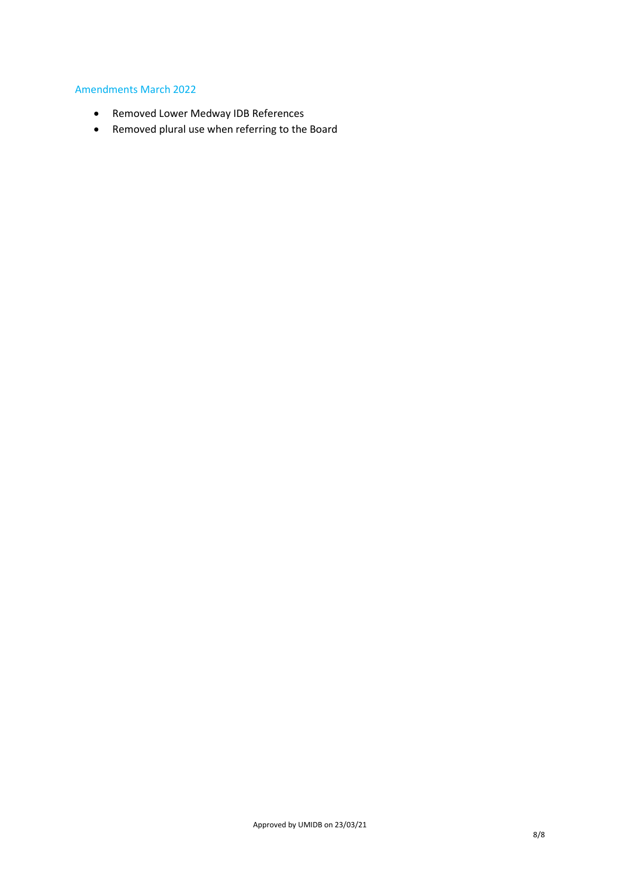## Amendments March 2022

- Removed Lower Medway IDB References
- Removed plural use when referring to the Board